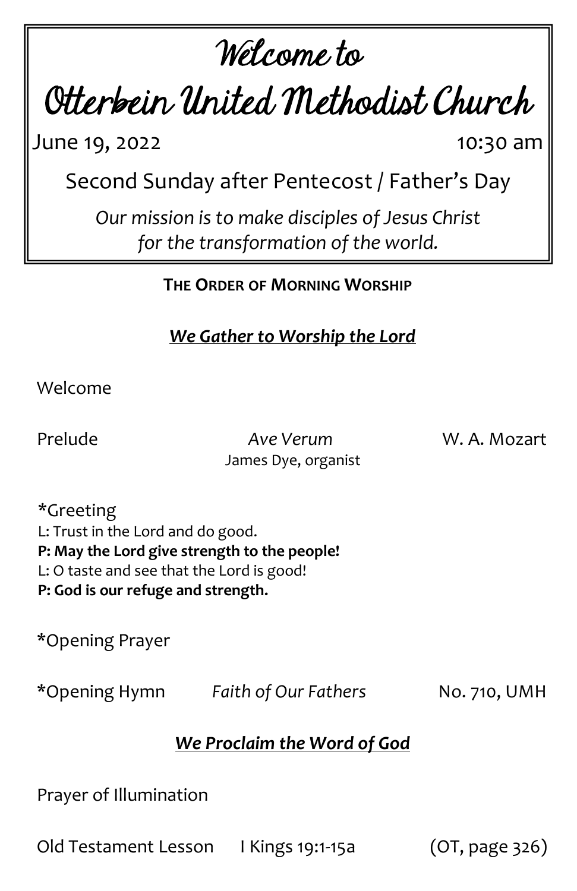# Welcome to

# Otterbein United Methodist Church

June 19, 2022 10:30 am

Second Sunday after Pentecost / Father's Day

*Our mission is to make disciples of Jesus Christ for the transformation of the world.*

## THE ORDER OF MORNING WORSHIP

### *We Gather to Worship the Lord*

Welcome

Prelude *Ave Verum* W. A. Mozart

James Dye, organist

*Greeting

L: Trust in the Lord and do good.

**P: May the Lord give strength to the people!**

L: O taste and see that the Lord is good!

**P: God is our refuge and strength.**

*Opening Prayer

*Opening Hymn *Faith of Our Fathers* No. 710, UMH

### *We Proclaim the Word of God*

Prayer of Illumination

Old Testament Lesson I Kings 19:1-15a (OT, page 326)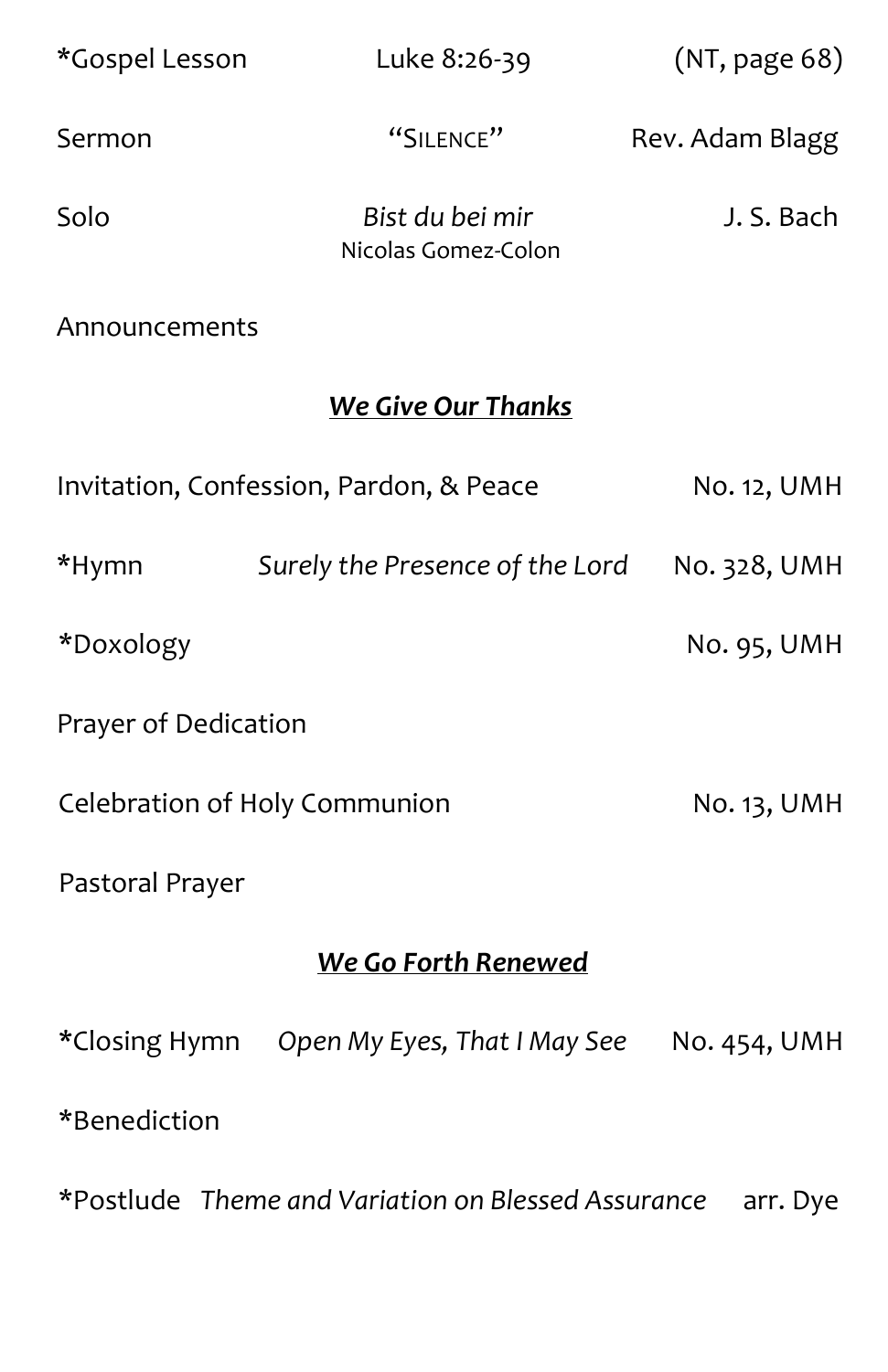*Gospel Lesson Luke 8:26-39 (NT, page 68)

Sermon “SILENCE” Rev. Adam Blagg

Solo *Bist du bei mir* J. S. Bach
Nicolas Gomez-Colon

Announcements

## ***We Give Our Thanks***

Invitation, Confession, Pardon, & Peace No. 12, UMH

*Hymn *Surely the Presence of the Lord* No. 328, UMH

*Doxology No. 95, UMH

Prayer of Dedication

Celebration of Holy Communion No. 13, UMH

Pastoral Prayer

## ***We Go Forth Renewed***

*Closing Hymn *Open My Eyes, That I May See* No. 454, UMH

*Benediction

*Postlude *Theme and Variation on Blessed Assurance* arr. Dye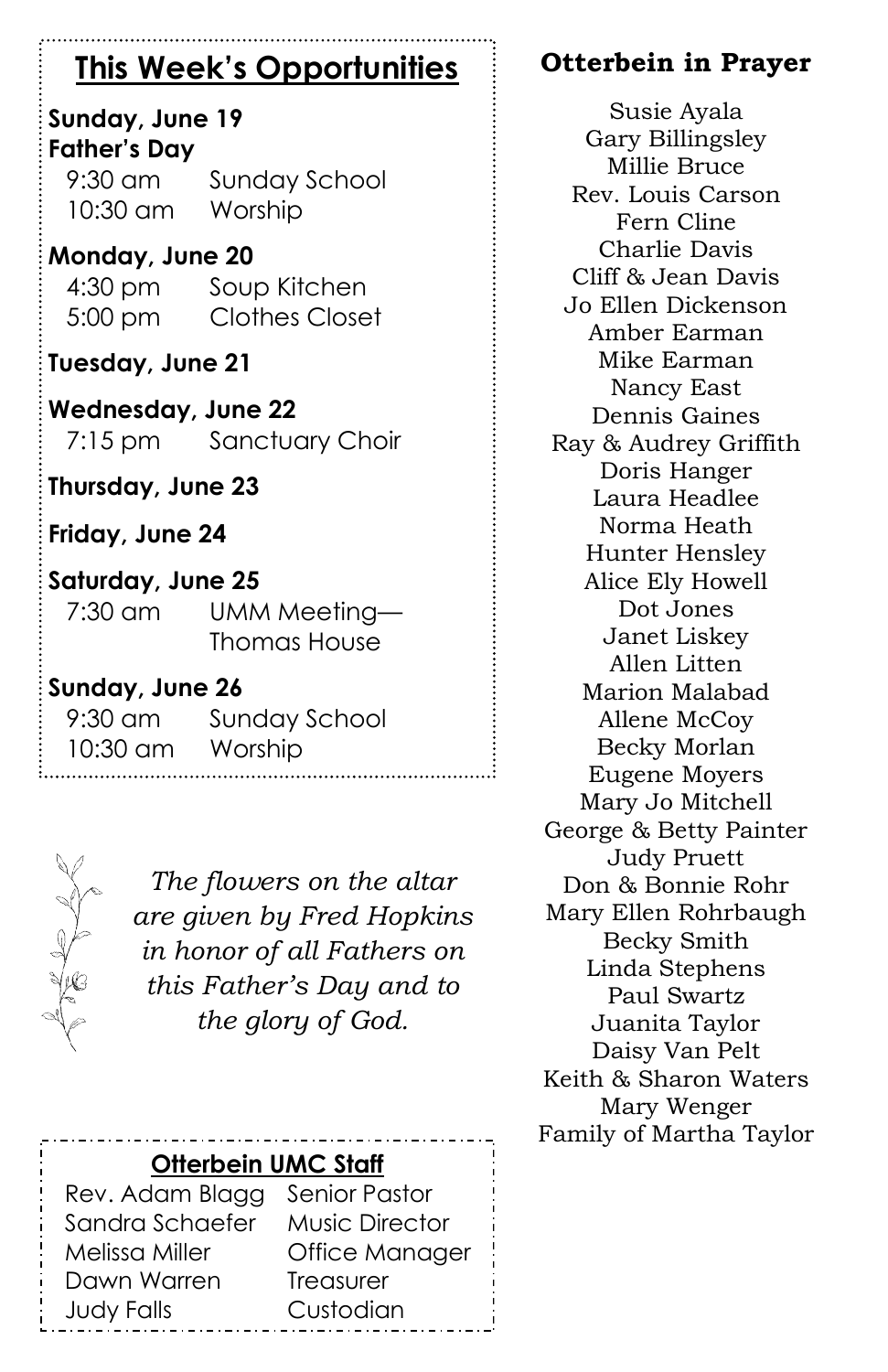## This Week's Opportunities

**Sunday, June 19**
**Father's Day**

9:30 am Sunday School
10:30 am Worship

**Monday, June 20**

4:30 pm Soup Kitchen
5:00 pm Clothes Closet

**Tuesday, June 21**

**Wednesday, June 22**

7:15 pm Sanctuary Choir

**Thursday, June 23**

**Friday, June 24**

**Saturday, June 25**

7:30 am UMM Meeting—Thomas House

**Sunday, June 26**

9:30 am Sunday School
10:30 am Worship

*The flowers on the altar are given by Fred Hopkins in honor of all Fathers on this Father's Day and to the glory of God.*

### Otterbein UMC Staff

| | |
|---|---|
| Rev. Adam Blagg | Senior Pastor |
| Sandra Schaefer | Music Director |
| Melissa Miller | Office Manager |
| Dawn Warren | Treasurer |
| Judy Falls | Custodian |

## Otterbein in Prayer

Susie Ayala
Gary Billingsley
Millie Bruce
Rev. Louis Carson
Fern Cline
Charlie Davis
Cliff & Jean Davis
Jo Ellen Dickenson
Amber Earman
Mike Earman
Nancy East
Dennis Gaines
Ray & Audrey Griffith
Doris Hanger
Laura Headlee
Norma Heath
Hunter Hensley
Alice Ely Howell
Dot Jones
Janet Liskey
Allen Litten
Marion Malabad
Allene McCoy
Becky Morlan
Eugene Moyers
Mary Jo Mitchell
George & Betty Painter
Judy Pruett
Don & Bonnie Rohr
Mary Ellen Rohrbaugh
Becky Smith
Linda Stephens
Paul Swartz
Juanita Taylor
Daisy Van Pelt
Keith & Sharon Waters
Mary Wenger
Family of Martha Taylor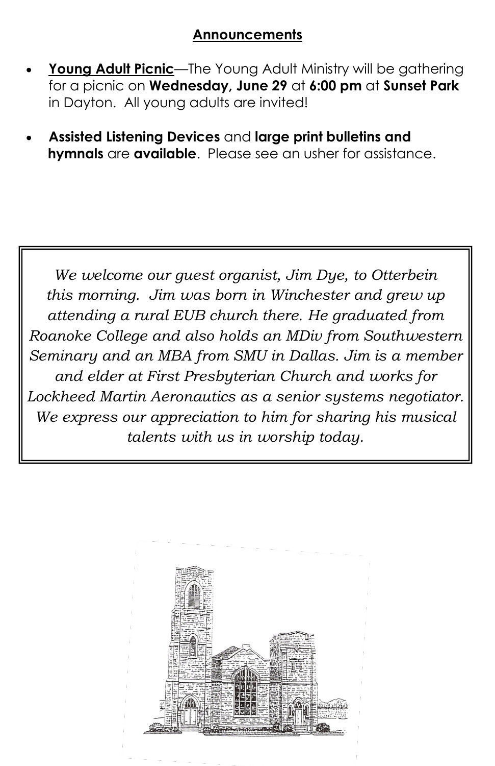## Announcements

- **Young Adult Picnic**—The Young Adult Ministry will be gathering for a picnic on **Wednesday, June 29** at **6:00 pm** at **Sunset Park** in Dayton. All young adults are invited!

- **Assisted Listening Devices** and **large print bulletins and hymnals** are **available**. Please see an usher for assistance.

*We welcome our guest organist, Jim Dye, to Otterbein this morning. Jim was born in Winchester and grew up attending a rural EUB church there. He graduated from Roanoke College and also holds an MDiv from Southwestern Seminary and an MBA from SMU in Dallas. Jim is a member and elder at First Presbyterian Church and works for Lockheed Martin Aeronautics as a senior systems negotiator. We express our appreciation to him for sharing his musical talents with us in worship today.*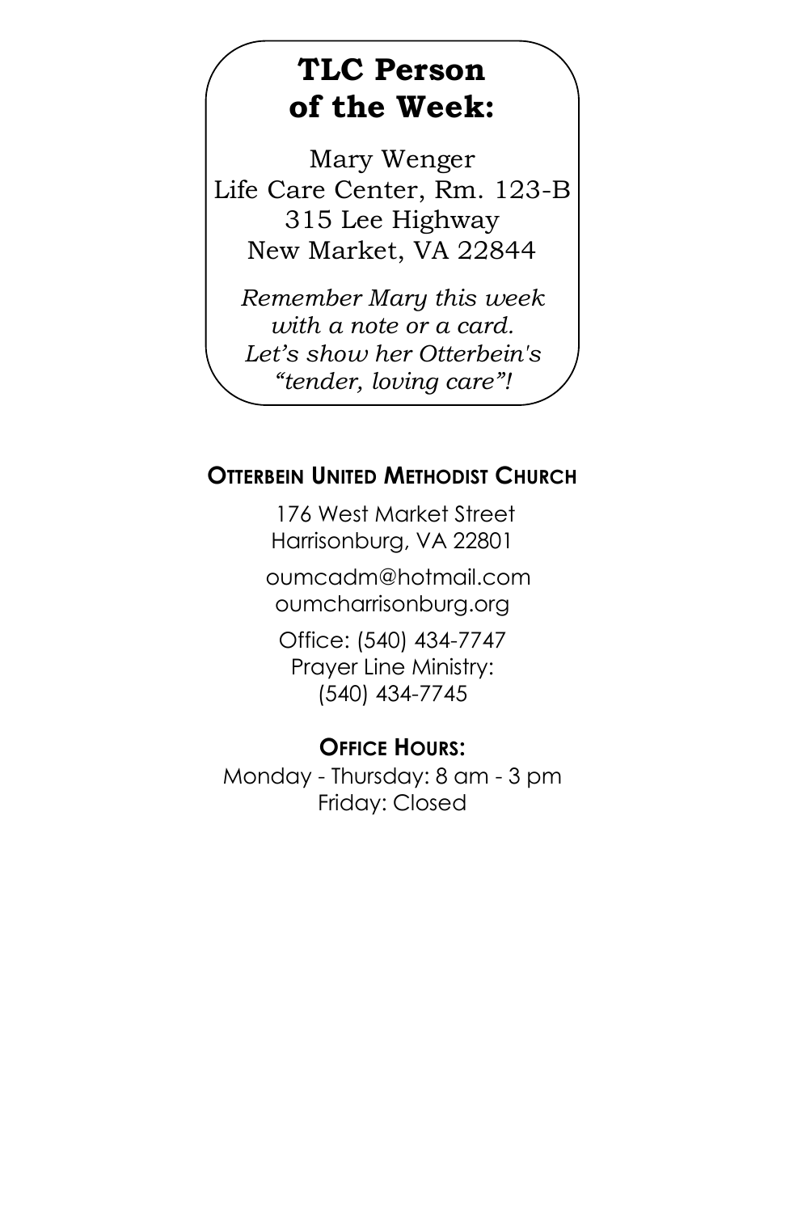## TLC Person of the Week:

Mary Wenger
Life Care Center, Rm. 123-B
315 Lee Highway
New Market, VA 22844

*Remember Mary this week with a note or a card. Let's show her Otterbein's "tender, loving care"!*

**OTTERBEIN UNITED METHODIST CHURCH**

176 West Market Street
Harrisonburg, VA 22801

oumcadm@hotmail.com
oumcharrisonburg.org

Office: (540) 434-7747
Prayer Line Ministry:
(540) 434-7745

**OFFICE HOURS:**

Monday - Thursday: 8 am - 3 pm
Friday: Closed